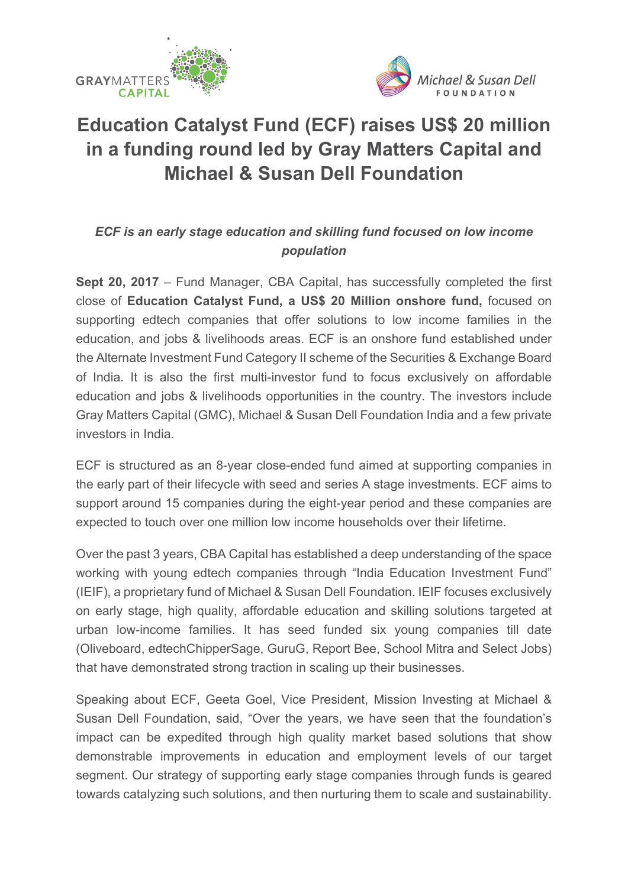# Education Catalyst Fund (ECF) raises US$ 20 million in a funding round led by Gray Matters Capital and Michael & Susan Dell Foundation

***ECF is an early stage education and skilling fund focused on low income population***

**Sept 20, 2017** – Fund Manager, CBA Capital, has successfully completed the first close of **Education Catalyst Fund, a US$ 20 Million onshore fund,** focused on supporting edtech companies that offer solutions to low income families in the education, and jobs & livelihoods areas. ECF is an onshore fund established under the Alternate Investment Fund Category II scheme of the Securities & Exchange Board of India. It is also the first multi-investor fund to focus exclusively on affordable education and jobs & livelihoods opportunities in the country. The investors include Gray Matters Capital (GMC), Michael & Susan Dell Foundation India and a few private investors in India.

ECF is structured as an 8-year close-ended fund aimed at supporting companies in the early part of their lifecycle with seed and series A stage investments. ECF aims to support around 15 companies during the eight-year period and these companies are expected to touch over one million low income households over their lifetime.

Over the past 3 years, CBA Capital has established a deep understanding of the space working with young edtech companies through "India Education Investment Fund" (IEIF), a proprietary fund of Michael & Susan Dell Foundation. IEIF focuses exclusively on early stage, high quality, affordable education and skilling solutions targeted at urban low-income families. It has seed funded six young companies till date (Oliveboard, edtechChipperSage, GuruG, Report Bee, School Mitra and Select Jobs) that have demonstrated strong traction in scaling up their businesses.

Speaking about ECF, Geeta Goel, Vice President, Mission Investing at Michael & Susan Dell Foundation, said, "Over the years, we have seen that the foundation's impact can be expedited through high quality market based solutions that show demonstrable improvements in education and employment levels of our target segment. Our strategy of supporting early stage companies through funds is geared towards catalyzing such solutions, and then nurturing them to scale and sustainability.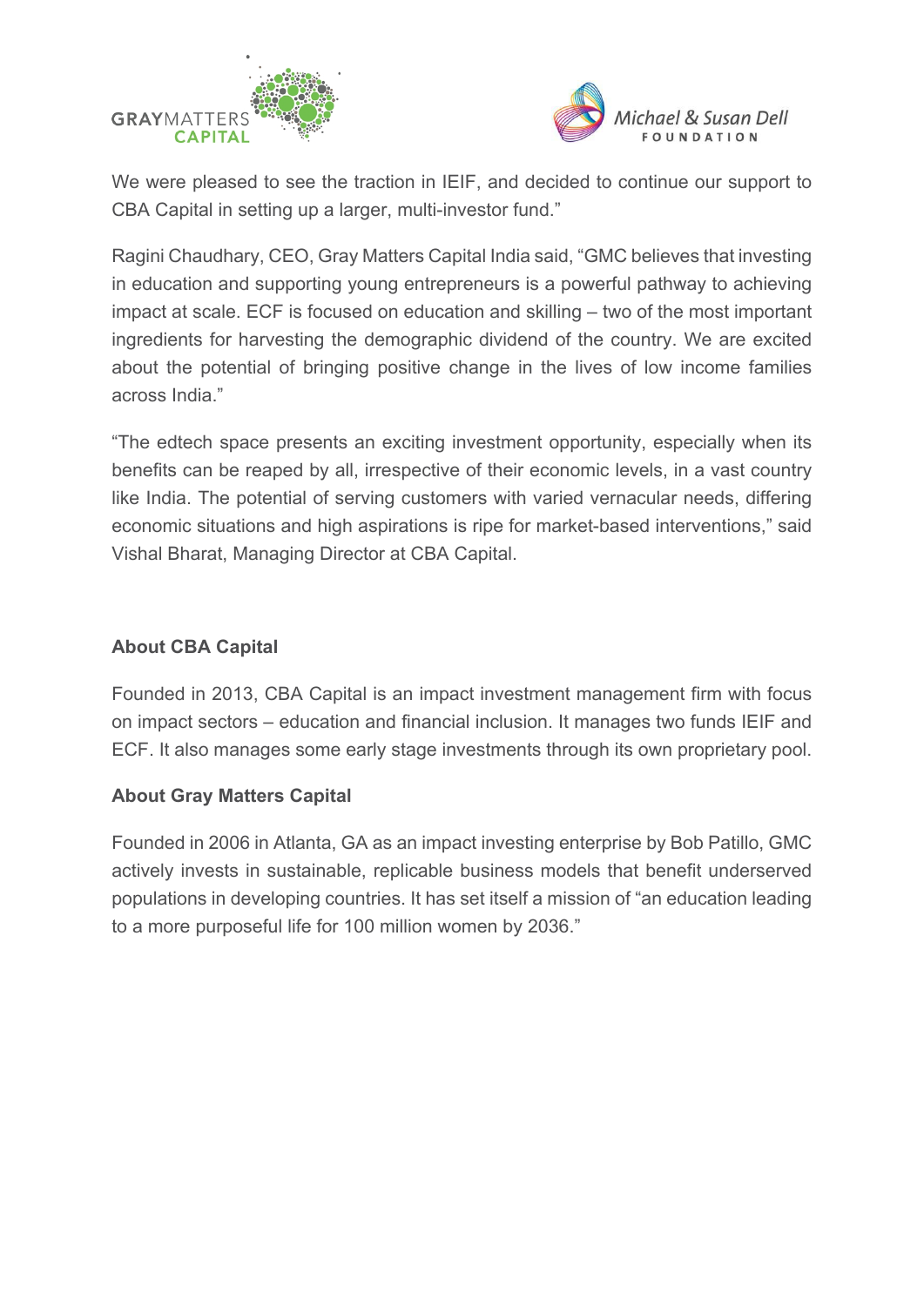We were pleased to see the traction in IEIF, and decided to continue our support to CBA Capital in setting up a larger, multi-investor fund."

Ragini Chaudhary, CEO, Gray Matters Capital India said, "GMC believes that investing in education and supporting young entrepreneurs is a powerful pathway to achieving impact at scale. ECF is focused on education and skilling – two of the most important ingredients for harvesting the demographic dividend of the country. We are excited about the potential of bringing positive change in the lives of low income families across India."

"The edtech space presents an exciting investment opportunity, especially when its benefits can be reaped by all, irrespective of their economic levels, in a vast country like India. The potential of serving customers with varied vernacular needs, differing economic situations and high aspirations is ripe for market-based interventions," said Vishal Bharat, Managing Director at CBA Capital.

**About CBA Capital**

Founded in 2013, CBA Capital is an impact investment management firm with focus on impact sectors – education and financial inclusion. It manages two funds IEIF and ECF. It also manages some early stage investments through its own proprietary pool.

**About Gray Matters Capital**

Founded in 2006 in Atlanta, GA as an impact investing enterprise by Bob Patillo, GMC actively invests in sustainable, replicable business models that benefit underserved populations in developing countries. It has set itself a mission of "an education leading to a more purposeful life for 100 million women by 2036."